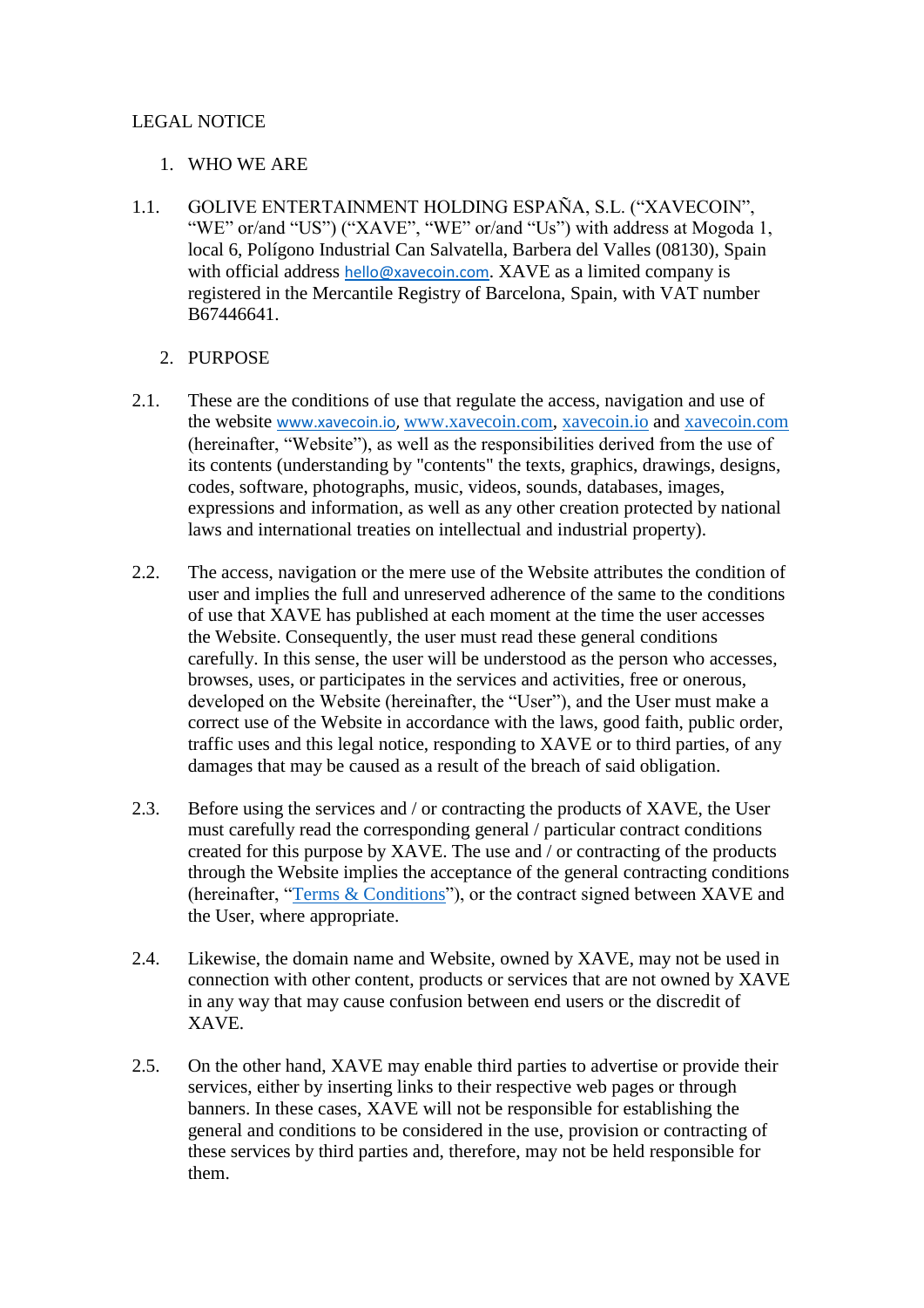# LEGAL NOTICE

## 1. WHO WE ARE

1.1. GOLIVE ENTERTAINMENT HOLDING ESPAÑA, S.L. ("XAVECOIN", "WE" or/and "US") ("XAVE", "WE" or/and "Us") with address at Mogoda 1, local 6, Polígono Industrial Can Salvatella, Barbera del Valles (08130), Spain with official address hello@xavecoin.com. XAVE as a limited company is registered in the Mercantile Registry of Barcelona, Spain, with VAT number B67446641.

## 2. PURPOSE

2.1. These are the conditions of use that regulate the access, navigation and use of the website www.xavecoin.io, www.xavecoin.com, xavecoin.io and xavecoin.com (hereinafter, "Website"), as well as the responsibilities derived from the use of its contents (understanding by "contents" the texts, graphics, drawings, designs, codes, software, photographs, music, videos, sounds, databases, images, expressions and information, as well as any other creation protected by national laws and international treaties on intellectual and industrial property).

2.2. The access, navigation or the mere use of the Website attributes the condition of user and implies the full and unreserved adherence of the same to the conditions of use that XAVE has published at each moment at the time the user accesses the Website. Consequently, the user must read these general conditions carefully. In this sense, the user will be understood as the person who accesses, browses, uses, or participates in the services and activities, free or onerous, developed on the Website (hereinafter, the "User"), and the User must make a correct use of the Website in accordance with the laws, good faith, public order, traffic uses and this legal notice, responding to XAVE or to third parties, of any damages that may be caused as a result of the breach of said obligation.

2.3. Before using the services and / or contracting the products of XAVE, the User must carefully read the corresponding general / particular contract conditions created for this purpose by XAVE. The use and / or contracting of the products through the Website implies the acceptance of the general contracting conditions (hereinafter, "Terms & Conditions"), or the contract signed between XAVE and the User, where appropriate.

2.4. Likewise, the domain name and Website, owned by XAVE, may not be used in connection with other content, products or services that are not owned by XAVE in any way that may cause confusion between end users or the discredit of XAVE.

2.5. On the other hand, XAVE may enable third parties to advertise or provide their services, either by inserting links to their respective web pages or through banners. In these cases, XAVE will not be responsible for establishing the general and conditions to be considered in the use, provision or contracting of these services by third parties and, therefore, may not be held responsible for them.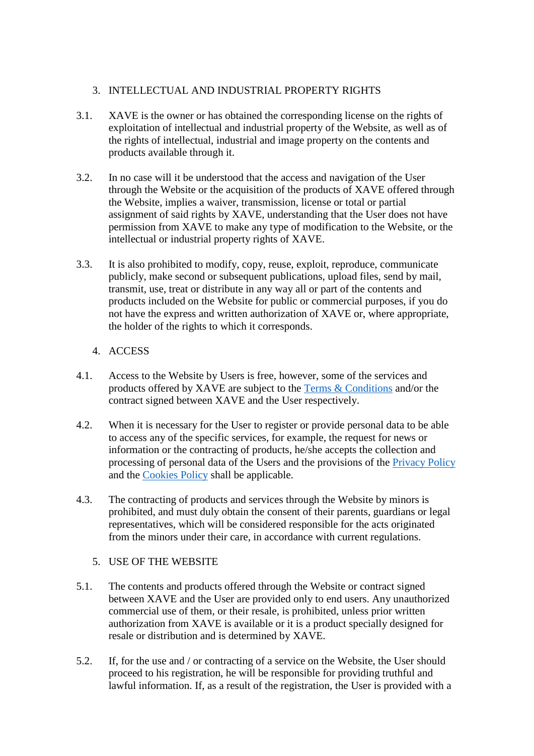## 3. INTELLECTUAL AND INDUSTRIAL PROPERTY RIGHTS

3.1. XAVE is the owner or has obtained the corresponding license on the rights of exploitation of intellectual and industrial property of the Website, as well as of the rights of intellectual, industrial and image property on the contents and products available through it.

3.2. In no case will it be understood that the access and navigation of the User through the Website or the acquisition of the products of XAVE offered through the Website, implies a waiver, transmission, license or total or partial assignment of said rights by XAVE, understanding that the User does not have permission from XAVE to make any type of modification to the Website, or the intellectual or industrial property rights of XAVE.

3.3. It is also prohibited to modify, copy, reuse, exploit, reproduce, communicate publicly, make second or subsequent publications, upload files, send by mail, transmit, use, treat or distribute in any way all or part of the contents and products included on the Website for public or commercial purposes, if you do not have the express and written authorization of XAVE or, where appropriate, the holder of the rights to which it corresponds.

## 4. ACCESS

4.1. Access to the Website by Users is free, however, some of the services and products offered by XAVE are subject to the Terms & Conditions and/or the contract signed between XAVE and the User respectively.

4.2. When it is necessary for the User to register or provide personal data to be able to access any of the specific services, for example, the request for news or information or the contracting of products, he/she accepts the collection and processing of personal data of the Users and the provisions of the Privacy Policy and the Cookies Policy shall be applicable.

4.3. The contracting of products and services through the Website by minors is prohibited, and must duly obtain the consent of their parents, guardians or legal representatives, which will be considered responsible for the acts originated from the minors under their care, in accordance with current regulations.

## 5. USE OF THE WEBSITE

5.1. The contents and products offered through the Website or contract signed between XAVE and the User are provided only to end users. Any unauthorized commercial use of them, or their resale, is prohibited, unless prior written authorization from XAVE is available or it is a product specially designed for resale or distribution and is determined by XAVE.

5.2. If, for the use and / or contracting of a service on the Website, the User should proceed to his registration, he will be responsible for providing truthful and lawful information. If, as a result of the registration, the User is provided with a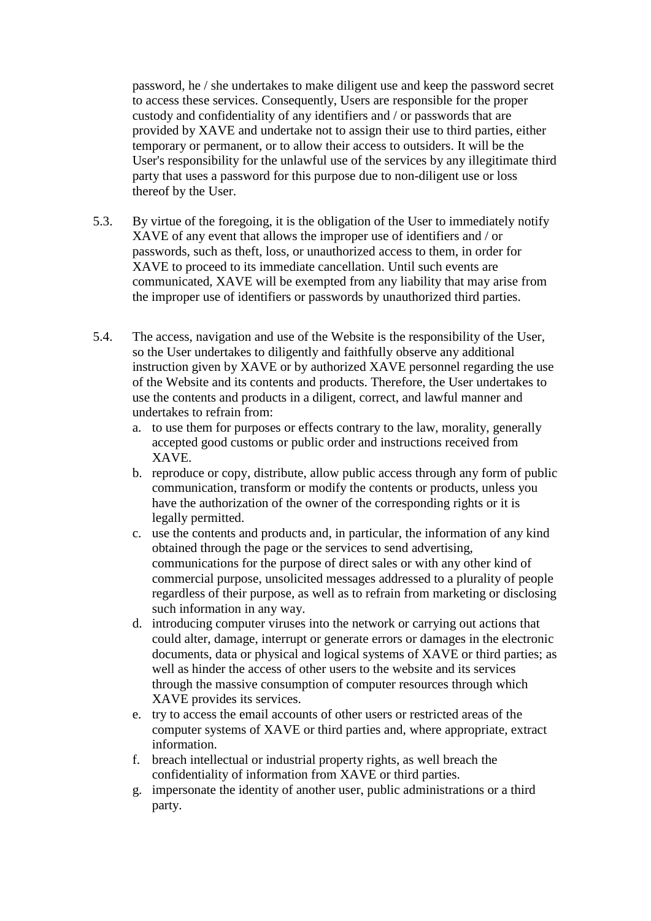password, he / she undertakes to make diligent use and keep the password secret to access these services. Consequently, Users are responsible for the proper custody and confidentiality of any identifiers and / or passwords that are provided by XAVE and undertake not to assign their use to third parties, either temporary or permanent, or to allow their access to outsiders. It will be the User's responsibility for the unlawful use of the services by any illegitimate third party that uses a password for this purpose due to non-diligent use or loss thereof by the User.

5.3. By virtue of the foregoing, it is the obligation of the User to immediately notify XAVE of any event that allows the improper use of identifiers and / or passwords, such as theft, loss, or unauthorized access to them, in order for XAVE to proceed to its immediate cancellation. Until such events are communicated, XAVE will be exempted from any liability that may arise from the improper use of identifiers or passwords by unauthorized third parties.

5.4. The access, navigation and use of the Website is the responsibility of the User, so the User undertakes to diligently and faithfully observe any additional instruction given by XAVE or by authorized XAVE personnel regarding the use of the Website and its contents and products. Therefore, the User undertakes to use the contents and products in a diligent, correct, and lawful manner and undertakes to refrain from:

a. to use them for purposes or effects contrary to the law, morality, generally accepted good customs or public order and instructions received from XAVE.
b. reproduce or copy, distribute, allow public access through any form of public communication, transform or modify the contents or products, unless you have the authorization of the owner of the corresponding rights or it is legally permitted.
c. use the contents and products and, in particular, the information of any kind obtained through the page or the services to send advertising, communications for the purpose of direct sales or with any other kind of commercial purpose, unsolicited messages addressed to a plurality of people regardless of their purpose, as well as to refrain from marketing or disclosing such information in any way.
d. introducing computer viruses into the network or carrying out actions that could alter, damage, interrupt or generate errors or damages in the electronic documents, data or physical and logical systems of XAVE or third parties; as well as hinder the access of other users to the website and its services through the massive consumption of computer resources through which XAVE provides its services.
e. try to access the email accounts of other users or restricted areas of the computer systems of XAVE or third parties and, where appropriate, extract information.
f. breach intellectual or industrial property rights, as well breach the confidentiality of information from XAVE or third parties.
g. impersonate the identity of another user, public administrations or a third party.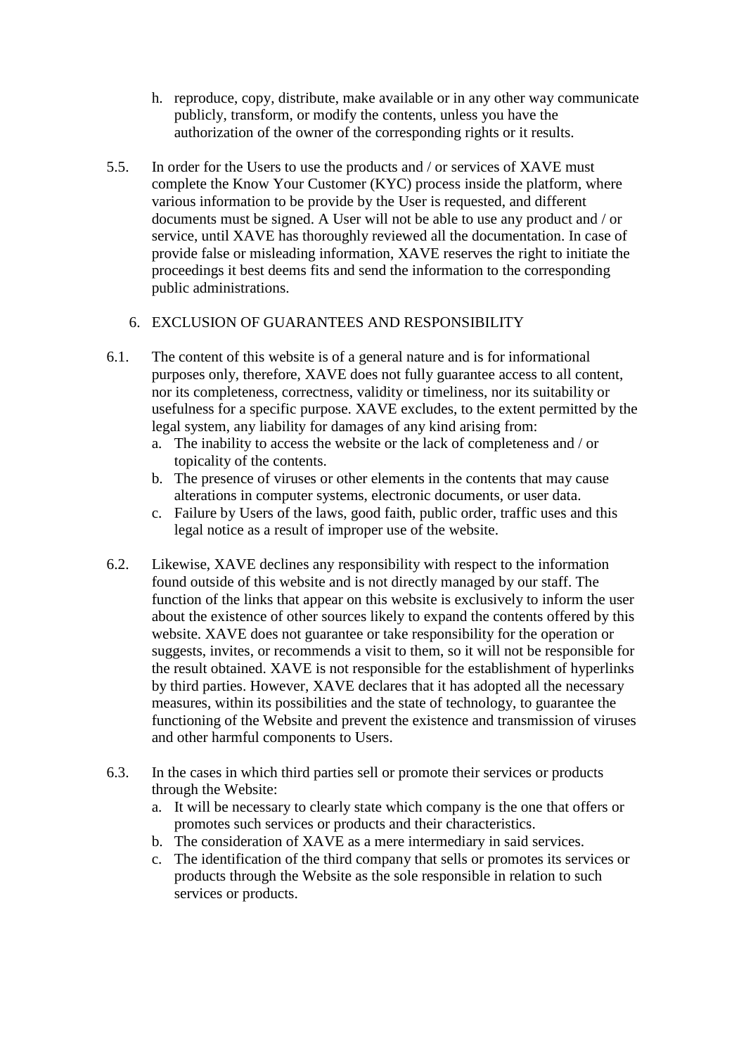h. reproduce, copy, distribute, make available or in any other way communicate publicly, transform, or modify the contents, unless you have the authorization of the owner of the corresponding rights or it results.

5.5. In order for the Users to use the products and / or services of XAVE must complete the Know Your Customer (KYC) process inside the platform, where various information to be provide by the User is requested, and different documents must be signed. A User will not be able to use any product and / or service, until XAVE has thoroughly reviewed all the documentation. In case of provide false or misleading information, XAVE reserves the right to initiate the proceedings it best deems fits and send the information to the corresponding public administrations.

## 6. EXCLUSION OF GUARANTEES AND RESPONSIBILITY

6.1. The content of this website is of a general nature and is for informational purposes only, therefore, XAVE does not fully guarantee access to all content, nor its completeness, correctness, validity or timeliness, nor its suitability or usefulness for a specific purpose. XAVE excludes, to the extent permitted by the legal system, any liability for damages of any kind arising from:

a. The inability to access the website or the lack of completeness and / or topicality of the contents.
b. The presence of viruses or other elements in the contents that may cause alterations in computer systems, electronic documents, or user data.
c. Failure by Users of the laws, good faith, public order, traffic uses and this legal notice as a result of improper use of the website.

6.2. Likewise, XAVE declines any responsibility with respect to the information found outside of this website and is not directly managed by our staff. The function of the links that appear on this website is exclusively to inform the user about the existence of other sources likely to expand the contents offered by this website. XAVE does not guarantee or take responsibility for the operation or suggests, invites, or recommends a visit to them, so it will not be responsible for the result obtained. XAVE is not responsible for the establishment of hyperlinks by third parties. However, XAVE declares that it has adopted all the necessary measures, within its possibilities and the state of technology, to guarantee the functioning of the Website and prevent the existence and transmission of viruses and other harmful components to Users.

6.3. In the cases in which third parties sell or promote their services or products through the Website:

a. It will be necessary to clearly state which company is the one that offers or promotes such services or products and their characteristics.
b. The consideration of XAVE as a mere intermediary in said services.
c. The identification of the third company that sells or promotes its services or products through the Website as the sole responsible in relation to such services or products.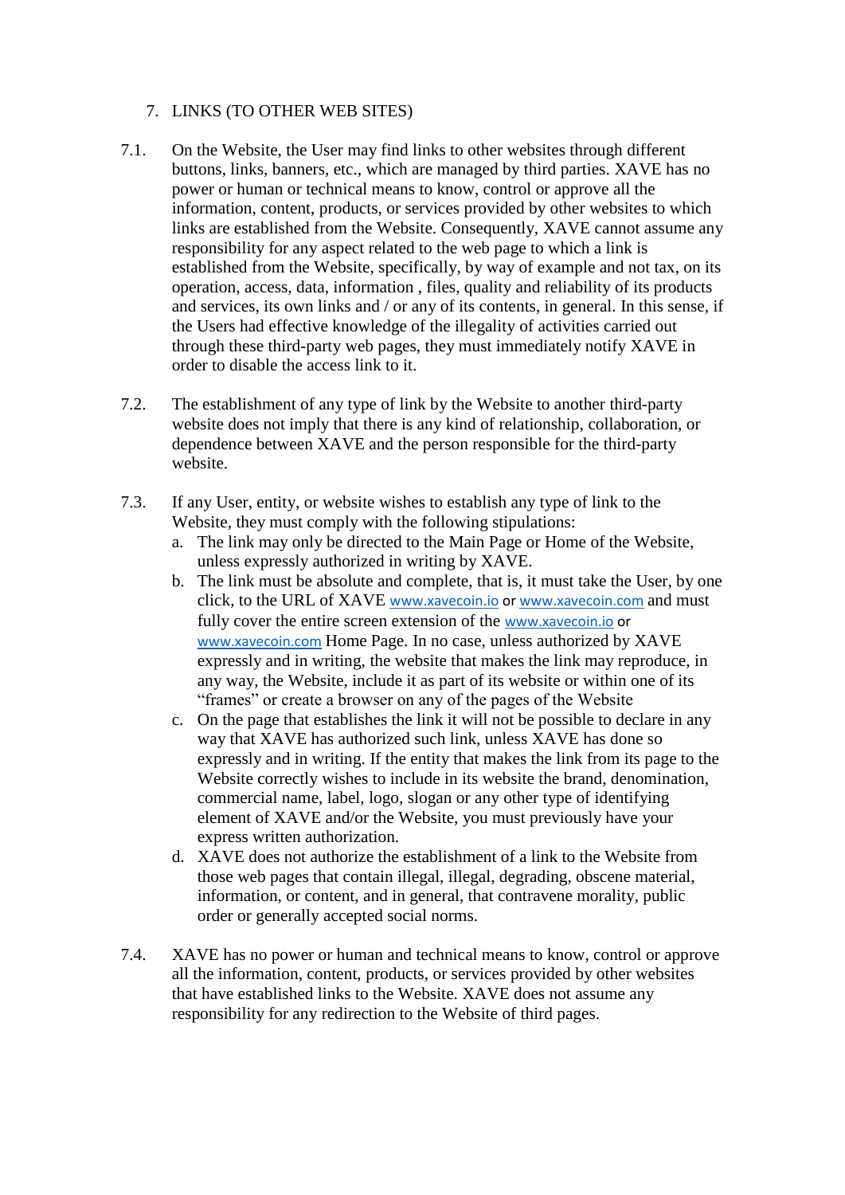## 7. LINKS (TO OTHER WEB SITES)

7.1. On the Website, the User may find links to other websites through different buttons, links, banners, etc., which are managed by third parties. XAVE has no power or human or technical means to know, control or approve all the information, content, products, or services provided by other websites to which links are established from the Website. Consequently, XAVE cannot assume any responsibility for any aspect related to the web page to which a link is established from the Website, specifically, by way of example and not tax, on its operation, access, data, information , files, quality and reliability of its products and services, its own links and / or any of its contents, in general. In this sense, if the Users had effective knowledge of the illegality of activities carried out through these third-party web pages, they must immediately notify XAVE in order to disable the access link to it.

7.2. The establishment of any type of link by the Website to another third-party website does not imply that there is any kind of relationship, collaboration, or dependence between XAVE and the person responsible for the third-party website.

7.3. If any User, entity, or website wishes to establish any type of link to the Website, they must comply with the following stipulations:

a. The link may only be directed to the Main Page or Home of the Website, unless expressly authorized in writing by XAVE.
b. The link must be absolute and complete, that is, it must take the User, by one click, to the URL of XAVE www.xavecoin.io or www.xavecoin.com and must fully cover the entire screen extension of the www.xavecoin.io or www.xavecoin.com Home Page. In no case, unless authorized by XAVE expressly and in writing, the website that makes the link may reproduce, in any way, the Website, include it as part of its website or within one of its "frames" or create a browser on any of the pages of the Website
c. On the page that establishes the link it will not be possible to declare in any way that XAVE has authorized such link, unless XAVE has done so expressly and in writing. If the entity that makes the link from its page to the Website correctly wishes to include in its website the brand, denomination, commercial name, label, logo, slogan or any other type of identifying element of XAVE and/or the Website, you must previously have your express written authorization.
d. XAVE does not authorize the establishment of a link to the Website from those web pages that contain illegal, illegal, degrading, obscene material, information, or content, and in general, that contravene morality, public order or generally accepted social norms.

7.4. XAVE has no power or human and technical means to know, control or approve all the information, content, products, or services provided by other websites that have established links to the Website. XAVE does not assume any responsibility for any redirection to the Website of third pages.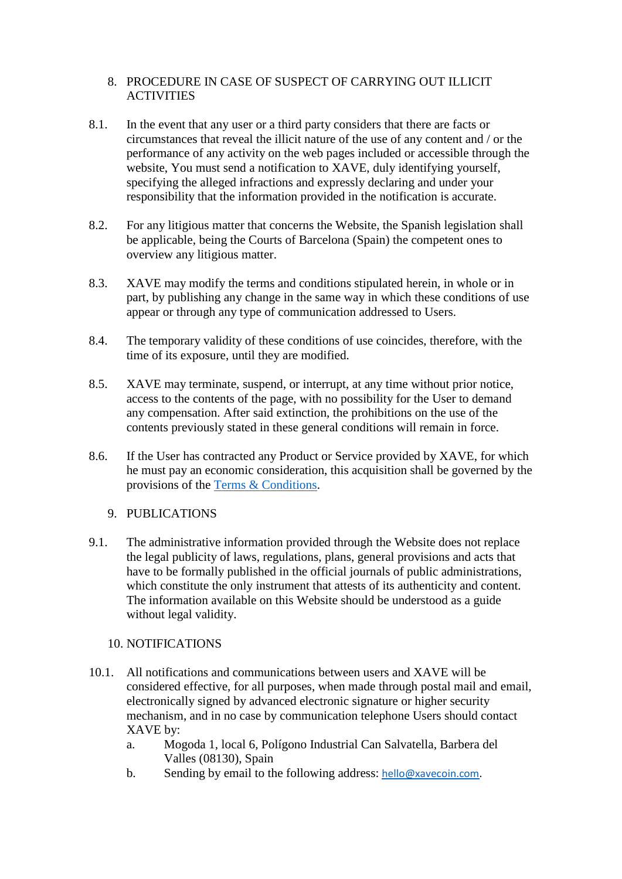## 8. PROCEDURE IN CASE OF SUSPECT OF CARRYING OUT ILLICIT ACTIVITIES

8.1. In the event that any user or a third party considers that there are facts or circumstances that reveal the illicit nature of the use of any content and / or the performance of any activity on the web pages included or accessible through the website, You must send a notification to XAVE, duly identifying yourself, specifying the alleged infractions and expressly declaring and under your responsibility that the information provided in the notification is accurate.

8.2. For any litigious matter that concerns the Website, the Spanish legislation shall be applicable, being the Courts of Barcelona (Spain) the competent ones to overview any litigious matter.

8.3. XAVE may modify the terms and conditions stipulated herein, in whole or in part, by publishing any change in the same way in which these conditions of use appear or through any type of communication addressed to Users.

8.4. The temporary validity of these conditions of use coincides, therefore, with the time of its exposure, until they are modified.

8.5. XAVE may terminate, suspend, or interrupt, at any time without prior notice, access to the contents of the page, with no possibility for the User to demand any compensation. After said extinction, the prohibitions on the use of the contents previously stated in these general conditions will remain in force.

8.6. If the User has contracted any Product or Service provided by XAVE, for which he must pay an economic consideration, this acquisition shall be governed by the provisions of the Terms & Conditions.

## 9. PUBLICATIONS

9.1. The administrative information provided through the Website does not replace the legal publicity of laws, regulations, plans, general provisions and acts that have to be formally published in the official journals of public administrations, which constitute the only instrument that attests of its authenticity and content. The information available on this Website should be understood as a guide without legal validity.

## 10. NOTIFICATIONS

10.1. All notifications and communications between users and XAVE will be considered effective, for all purposes, when made through postal mail and email, electronically signed by advanced electronic signature or higher security mechanism, and in no case by communication telephone Users should contact XAVE by:

a. Mogoda 1, local 6, Polígono Industrial Can Salvatella, Barbera del Valles (08130), Spain

b. Sending by email to the following address: hello@xavecoin.com.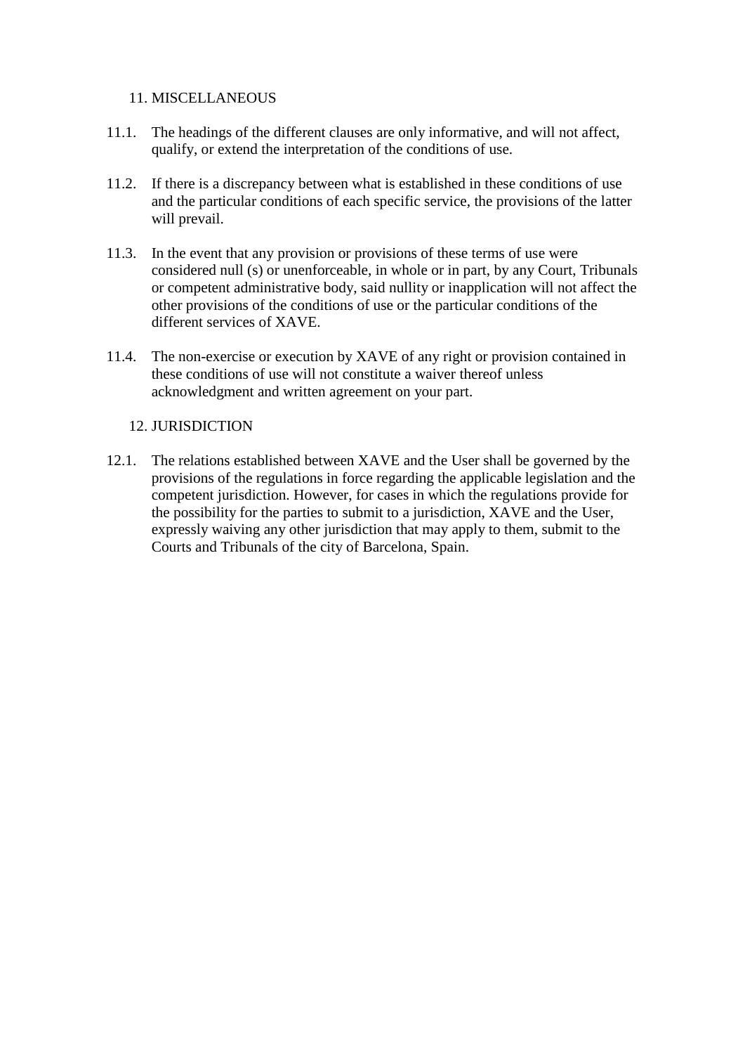## 11. MISCELLANEOUS

11.1. The headings of the different clauses are only informative, and will not affect, qualify, or extend the interpretation of the conditions of use.

11.2. If there is a discrepancy between what is established in these conditions of use and the particular conditions of each specific service, the provisions of the latter will prevail.

11.3. In the event that any provision or provisions of these terms of use were considered null (s) or unenforceable, in whole or in part, by any Court, Tribunals or competent administrative body, said nullity or inapplication will not affect the other provisions of the conditions of use or the particular conditions of the different services of XAVE.

11.4. The non-exercise or execution by XAVE of any right or provision contained in these conditions of use will not constitute a waiver thereof unless acknowledgment and written agreement on your part.

## 12. JURISDICTION

12.1. The relations established between XAVE and the User shall be governed by the provisions of the regulations in force regarding the applicable legislation and the competent jurisdiction. However, for cases in which the regulations provide for the possibility for the parties to submit to a jurisdiction, XAVE and the User, expressly waiving any other jurisdiction that may apply to them, submit to the Courts and Tribunals of the city of Barcelona, Spain.